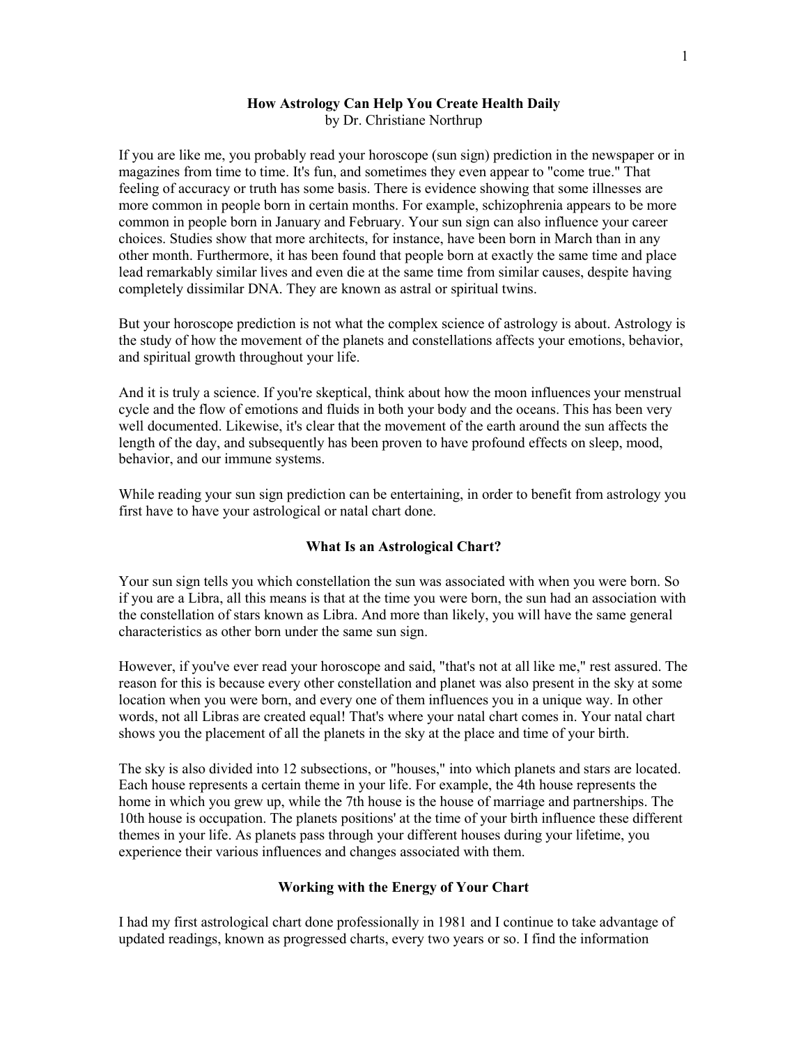# How Astrology Can Help You Create Health Daily

by Dr. Christiane Northrup

If you are like me, you probably read your horoscope (sun sign) prediction in the newspaper or in magazines from time to time. It's fun, and sometimes they even appear to "come true." That feeling of accuracy or truth has some basis. There is evidence showing that some illnesses are more common in people born in certain months. For example, schizophrenia appears to be more common in people born in January and February. Your sun sign can also influence your career choices. Studies show that more architects, for instance, have been born in March than in any other month. Furthermore, it has been found that people born at exactly the same time and place lead remarkably similar lives and even die at the same time from similar causes, despite having completely dissimilar DNA. They are known as astral or spiritual twins.

But your horoscope prediction is not what the complex science of astrology is about. Astrology is the study of how the movement of the planets and constellations affects your emotions, behavior, and spiritual growth throughout your life.

And it is truly a science. If you're skeptical, think about how the moon influences your menstrual cycle and the flow of emotions and fluids in both your body and the oceans. This has been very well documented. Likewise, it's clear that the movement of the earth around the sun affects the length of the day, and subsequently has been proven to have profound effects on sleep, mood, behavior, and our immune systems.

While reading your sun sign prediction can be entertaining, in order to benefit from astrology you first have to have your astrological or natal chart done.

## What Is an Astrological Chart?

Your sun sign tells you which constellation the sun was associated with when you were born. So if you are a Libra, all this means is that at the time you were born, the sun had an association with the constellation of stars known as Libra. And more than likely, you will have the same general characteristics as other born under the same sun sign.

However, if you've ever read your horoscope and said, "that's not at all like me," rest assured. The reason for this is because every other constellation and planet was also present in the sky at some location when you were born, and every one of them influences you in a unique way. In other words, not all Libras are created equal! That's where your natal chart comes in. Your natal chart shows you the placement of all the planets in the sky at the place and time of your birth.

The sky is also divided into 12 subsections, or "houses," into which planets and stars are located. Each house represents a certain theme in your life. For example, the 4th house represents the home in which you grew up, while the 7th house is the house of marriage and partnerships. The 10th house is occupation. The planets positions' at the time of your birth influence these different themes in your life. As planets pass through your different houses during your lifetime, you experience their various influences and changes associated with them.

## Working with the Energy of Your Chart

I had my first astrological chart done professionally in 1981 and I continue to take advantage of updated readings, known as progressed charts, every two years or so. I find the information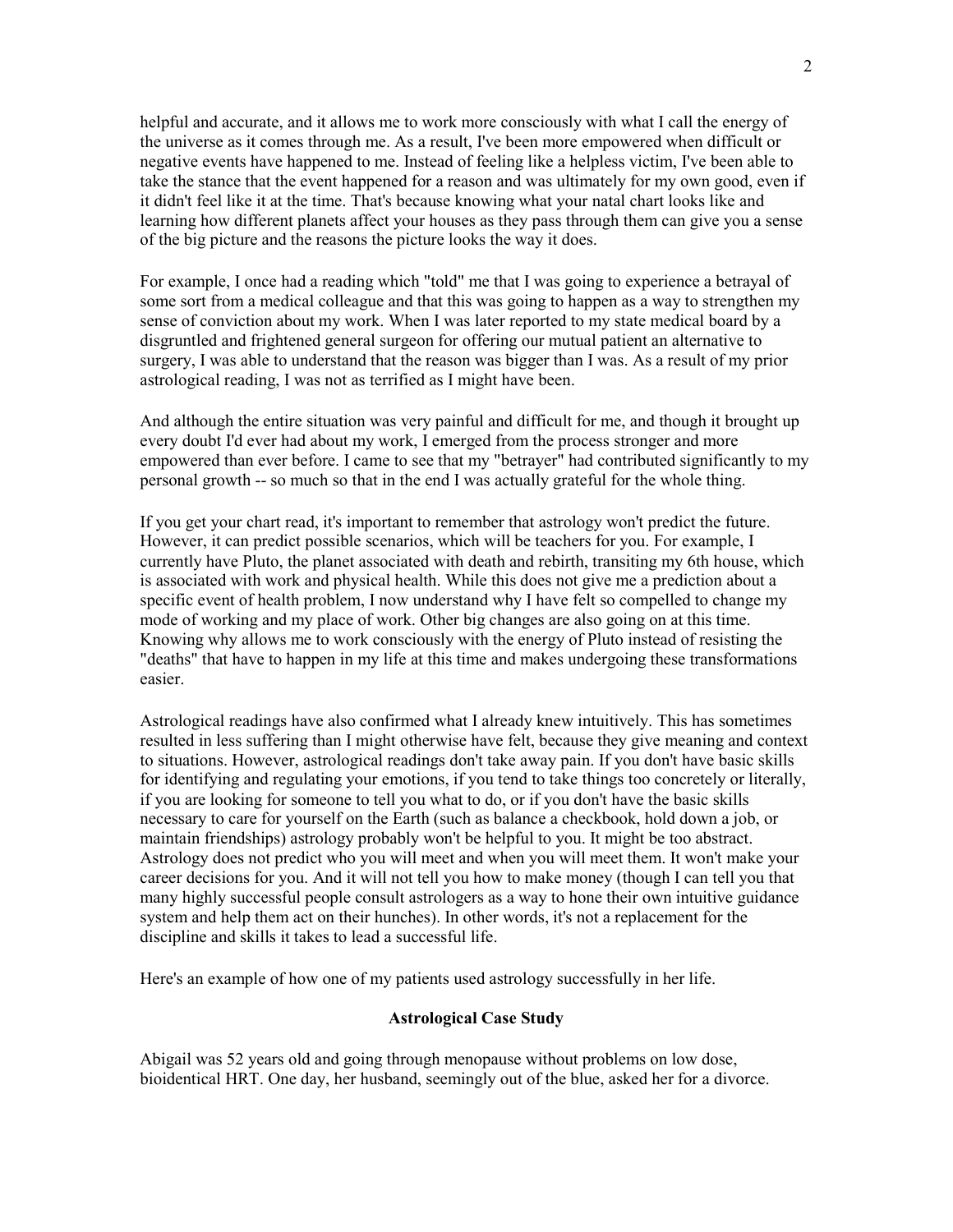helpful and accurate, and it allows me to work more consciously with what I call the energy of the universe as it comes through me. As a result, I've been more empowered when difficult or negative events have happened to me. Instead of feeling like a helpless victim, I've been able to take the stance that the event happened for a reason and was ultimately for my own good, even if it didn't feel like it at the time. That's because knowing what your natal chart looks like and learning how different planets affect your houses as they pass through them can give you a sense of the big picture and the reasons the picture looks the way it does.

For example, I once had a reading which "told" me that I was going to experience a betrayal of some sort from a medical colleague and that this was going to happen as a way to strengthen my sense of conviction about my work. When I was later reported to my state medical board by a disgruntled and frightened general surgeon for offering our mutual patient an alternative to surgery, I was able to understand that the reason was bigger than I was. As a result of my prior astrological reading, I was not as terrified as I might have been.

And although the entire situation was very painful and difficult for me, and though it brought up every doubt I'd ever had about my work, I emerged from the process stronger and more empowered than ever before. I came to see that my "betrayer" had contributed significantly to my personal growth -- so much so that in the end I was actually grateful for the whole thing.

If you get your chart read, it's important to remember that astrology won't predict the future. However, it can predict possible scenarios, which will be teachers for you. For example, I currently have Pluto, the planet associated with death and rebirth, transiting my 6th house, which is associated with work and physical health. While this does not give me a prediction about a specific event of health problem, I now understand why I have felt so compelled to change my mode of working and my place of work. Other big changes are also going on at this time. Knowing why allows me to work consciously with the energy of Pluto instead of resisting the "deaths" that have to happen in my life at this time and makes undergoing these transformations easier.

Astrological readings have also confirmed what I already knew intuitively. This has sometimes resulted in less suffering than I might otherwise have felt, because they give meaning and context to situations. However, astrological readings don't take away pain. If you don't have basic skills for identifying and regulating your emotions, if you tend to take things too concretely or literally, if you are looking for someone to tell you what to do, or if you don't have the basic skills necessary to care for yourself on the Earth (such as balance a checkbook, hold down a job, or maintain friendships) astrology probably won't be helpful to you. It might be too abstract. Astrology does not predict who you will meet and when you will meet them. It won't make your career decisions for you. And it will not tell you how to make money (though I can tell you that many highly successful people consult astrologers as a way to hone their own intuitive guidance system and help them act on their hunches). In other words, it's not a replacement for the discipline and skills it takes to lead a successful life.

Here's an example of how one of my patients used astrology successfully in her life.

**Astrological Case Study**

Abigail was 52 years old and going through menopause without problems on low dose, bioidentical HRT. One day, her husband, seemingly out of the blue, asked her for a divorce.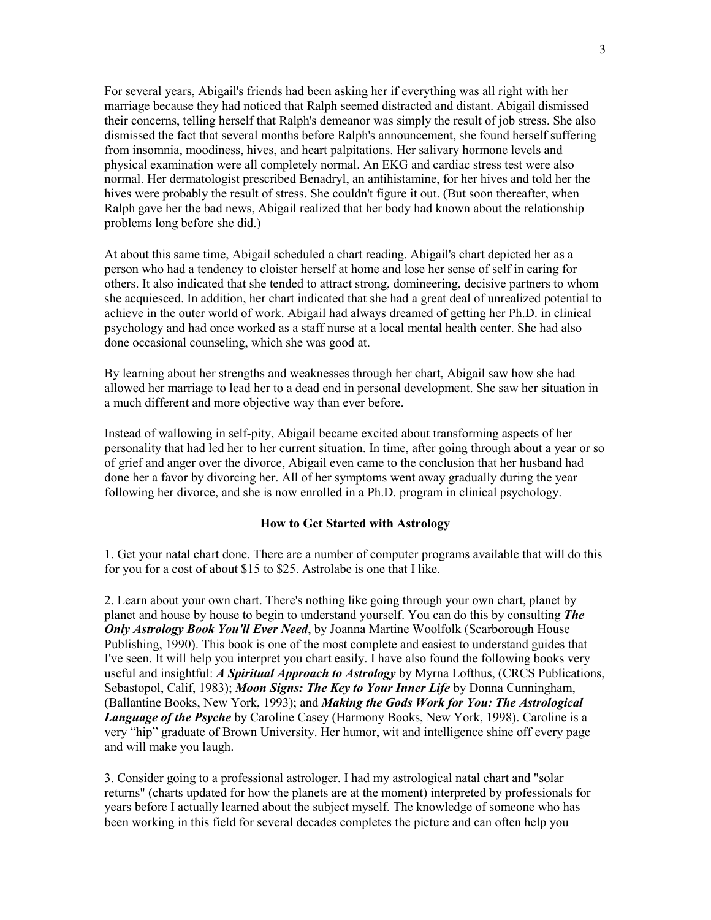For several years, Abigail's friends had been asking her if everything was all right with her marriage because they had noticed that Ralph seemed distracted and distant. Abigail dismissed their concerns, telling herself that Ralph's demeanor was simply the result of job stress. She also dismissed the fact that several months before Ralph's announcement, she found herself suffering from insomnia, moodiness, hives, and heart palpitations. Her salivary hormone levels and physical examination were all completely normal. An EKG and cardiac stress test were also normal. Her dermatologist prescribed Benadryl, an antihistamine, for her hives and told her the hives were probably the result of stress. She couldn't figure it out. (But soon thereafter, when Ralph gave her the bad news, Abigail realized that her body had known about the relationship problems long before she did.)

At about this same time, Abigail scheduled a chart reading. Abigail's chart depicted her as a person who had a tendency to cloister herself at home and lose her sense of self in caring for others. It also indicated that she tended to attract strong, domineering, decisive partners to whom she acquiesced. In addition, her chart indicated that she had a great deal of unrealized potential to achieve in the outer world of work. Abigail had always dreamed of getting her Ph.D. in clinical psychology and had once worked as a staff nurse at a local mental health center. She had also done occasional counseling, which she was good at.

By learning about her strengths and weaknesses through her chart, Abigail saw how she had allowed her marriage to lead her to a dead end in personal development. She saw her situation in a much different and more objective way than ever before.

Instead of wallowing in self-pity, Abigail became excited about transforming aspects of her personality that had led her to her current situation. In time, after going through about a year or so of grief and anger over the divorce, Abigail even came to the conclusion that her husband had done her a favor by divorcing her. All of her symptoms went away gradually during the year following her divorce, and she is now enrolled in a Ph.D. program in clinical psychology.

## How to Get Started with Astrology

1. Get your natal chart done. There are a number of computer programs available that will do this for you for a cost of about $15 to $25. Astrolabe is one that I like.

2. Learn about your own chart. There's nothing like going through your own chart, planet by planet and house by house to begin to understand yourself. You can do this by consulting ***The Only Astrology Book You'll Ever Need***, by Joanna Martine Woolfolk (Scarborough House Publishing, 1990). This book is one of the most complete and easiest to understand guides that I've seen. It will help you interpret you chart easily. I have also found the following books very useful and insightful: ***A Spiritual Approach to Astrology*** by Myrna Lofthus, (CRCS Publications, Sebastopol, Calif, 1983); ***Moon Signs: The Key to Your Inner Life*** by Donna Cunningham, (Ballantine Books, New York, 1993); and ***Making the Gods Work for You: The Astrological Language of the Psyche*** by Caroline Casey (Harmony Books, New York, 1998). Caroline is a very "hip" graduate of Brown University. Her humor, wit and intelligence shine off every page and will make you laugh.

3. Consider going to a professional astrologer. I had my astrological natal chart and "solar returns" (charts updated for how the planets are at the moment) interpreted by professionals for years before I actually learned about the subject myself. The knowledge of someone who has been working in this field for several decades completes the picture and can often help you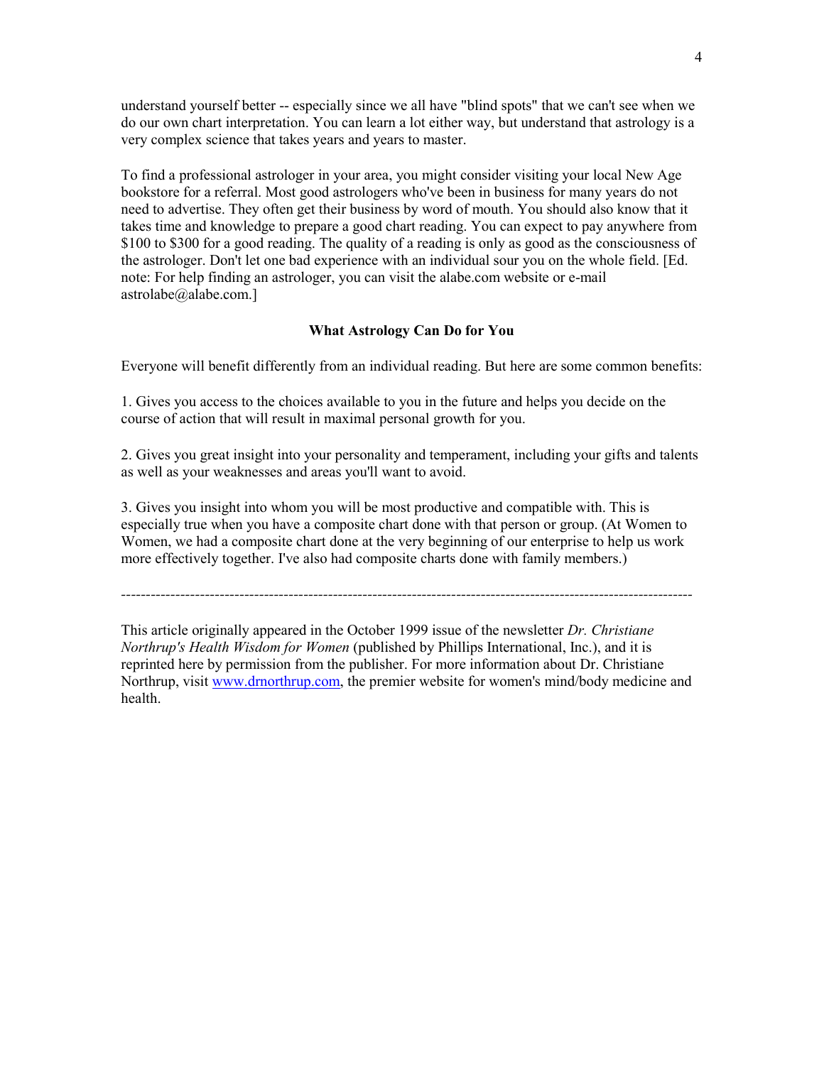understand yourself better -- especially since we all have "blind spots" that we can't see when we do our own chart interpretation. You can learn a lot either way, but understand that astrology is a very complex science that takes years and years to master.

To find a professional astrologer in your area, you might consider visiting your local New Age bookstore for a referral. Most good astrologers who've been in business for many years do not need to advertise. They often get their business by word of mouth. You should also know that it takes time and knowledge to prepare a good chart reading. You can expect to pay anywhere from $100 to $300 for a good reading. The quality of a reading is only as good as the consciousness of the astrologer. Don't let one bad experience with an individual sour you on the whole field. [Ed. note: For help finding an astrologer, you can visit the alabe.com website or e-mail astrolabe@alabe.com.]

### What Astrology Can Do for You

Everyone will benefit differently from an individual reading. But here are some common benefits:

1. Gives you access to the choices available to you in the future and helps you decide on the course of action that will result in maximal personal growth for you.

2. Gives you great insight into your personality and temperament, including your gifts and talents as well as your weaknesses and areas you'll want to avoid.

3. Gives you insight into whom you will be most productive and compatible with. This is especially true when you have a composite chart done with that person or group. (At Women to Women, we had a composite chart done at the very beginning of our enterprise to help us work more effectively together. I've also had composite charts done with family members.)

---

This article originally appeared in the October 1999 issue of the newsletter *Dr. Christiane Northrup's Health Wisdom for Women* (published by Phillips International, Inc.), and it is reprinted here by permission from the publisher. For more information about Dr. Christiane Northrup, visit www.drnorthrup.com, the premier website for women's mind/body medicine and health.